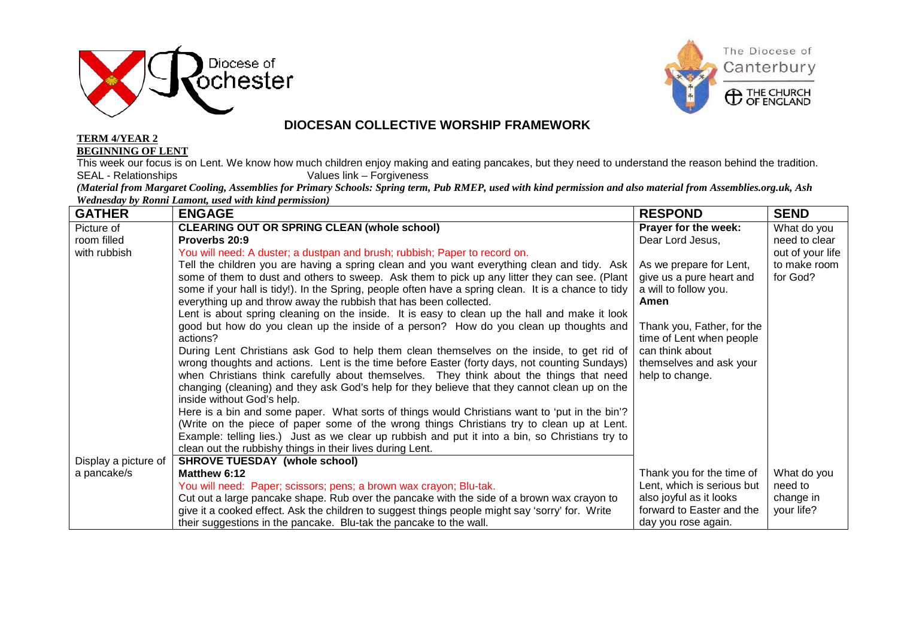# DIOCESAN COLLECTIVE WORSHIP FRAMEWORK

**TERM 4/YEAR 2**

**BEGINNING OF LENT**

This week our focus is on Lent. We know how much children enjoy making and eating pancakes, but they need to understand the reason behind the tradition.

SEAL - Relationships Values link – Forgiveness

***(Material from Margaret Cooling, Assemblies for Primary Schools: Spring term, Pub RMEP, used with kind permission and also material from Assemblies.org.uk, Ash Wednesday by Ronni Lamont, used with kind permission)***

| GATHER | ENGAGE | RESPOND | SEND |
|---|---|---|---|
| Picture of room filled with rubbish | **CLEARING OUT OR SPRING CLEAN (whole school)**<br>**Proverbs 20:9**<br>You will need: A duster; a dustpan and brush; rubbish; Paper to record on.<br>Tell the children you are having a spring clean and you want everything clean and tidy. Ask some of them to dust and others to sweep. Ask them to pick up any litter they can see. (Plant some if your hall is tidy!). In the Spring, people often have a spring clean. It is a chance to tidy everything up and throw away the rubbish that has been collected.<br>Lent is about spring cleaning on the inside. It is easy to clean up the hall and make it look good but how do you clean up the inside of a person? How do you clean up thoughts and actions?<br>During Lent Christians ask God to help them clean themselves on the inside, to get rid of wrong thoughts and actions. Lent is the time before Easter (forty days, not counting Sundays) when Christians think carefully about themselves. They think about the things that need changing (cleaning) and they ask God's help for they believe that they cannot clean up on the inside without God's help.<br>Here is a bin and some paper. What sorts of things would Christians want to 'put in the bin'? (Write on the piece of paper some of the wrong things Christians try to clean up at Lent. Example: telling lies.) Just as we clear up rubbish and put it into a bin, so Christians try to clean out the rubbishy things in their lives during Lent. | **Prayer for the week:**<br>Dear Lord Jesus,<br><br>As we prepare for Lent, give us a pure heart and a will to follow you.<br>**Amen**<br><br>Thank you, Father, for the time of Lent when people can think about themselves and ask your help to change. | What do you need to clear out of your life to make room for God? |
| Display a picture of a pancake/s | **SHROVE TUESDAY (whole school)**<br>**Matthew 6:12**<br>You will need: Paper; scissors; pens; a brown wax crayon; Blu-tak.<br>Cut out a large pancake shape. Rub over the pancake with the side of a brown wax crayon to give it a cooked effect. Ask the children to suggest things people might say 'sorry' for. Write their suggestions in the pancake. Blu-tak the pancake to the wall. | Thank you for the time of Lent, which is serious but also joyful as it looks forward to Easter and the day you rose again. | What do you need to change in your life? |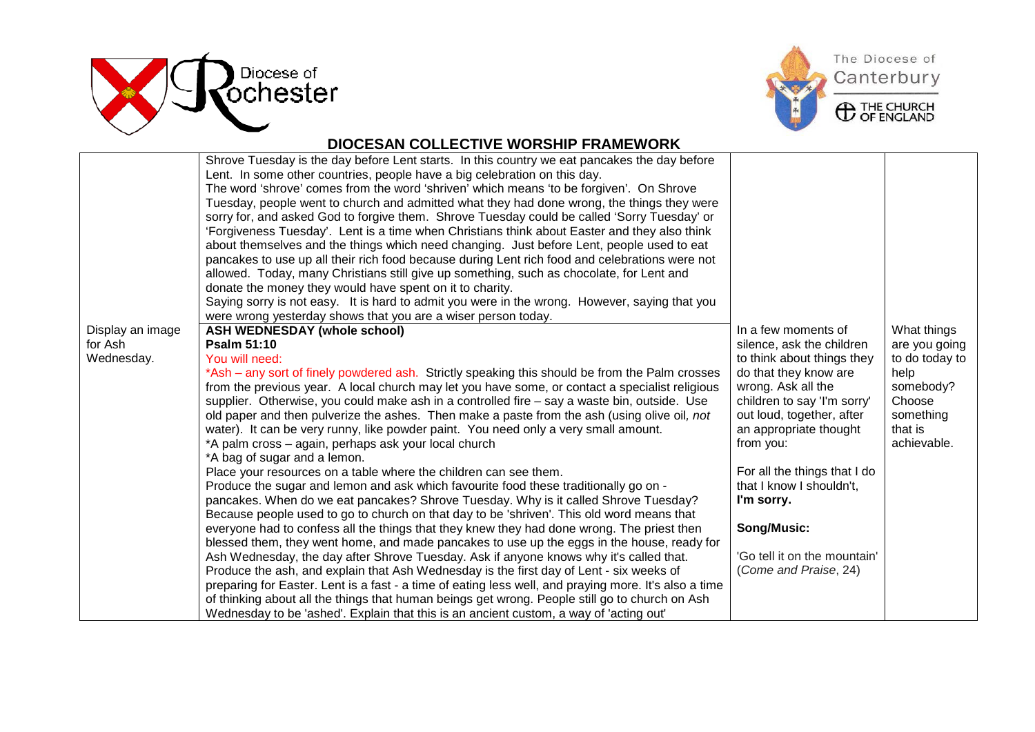# DIOCESAN COLLECTIVE WORSHIP FRAMEWORK

| | | | |
|---|---|---|---|
| | Shrove Tuesday is the day before Lent starts. In this country we eat pancakes the day before Lent. In some other countries, people have a big celebration on this day.<br>The word 'shrove' comes from the word 'shriven' which means 'to be forgiven'. On Shrove Tuesday, people went to church and admitted what they had done wrong, the things they were sorry for, and asked God to forgive them. Shrove Tuesday could be called 'Sorry Tuesday' or 'Forgiveness Tuesday'. Lent is a time when Christians think about Easter and they also think about themselves and the things which need changing. Just before Lent, people used to eat pancakes to use up all their rich food because during Lent rich food and celebrations were not allowed. Today, many Christians still give up something, such as chocolate, for Lent and donate the money they would have spent on it to charity.<br>Saying sorry is not easy. It is hard to admit you were in the wrong. However, saying that you were wrong yesterday shows that you are a wiser person today. | | |
| Display an image for Ash Wednesday. | **ASH WEDNESDAY (whole school)**<br>**Psalm 51:10**<br>You will need:<br>*Ash – any sort of finely powdered ash. Strictly speaking this should be from the Palm crosses from the previous year. A local church may let you have some, or contact a specialist religious supplier. Otherwise, you could make ash in a controlled fire – say a waste bin, outside. Use old paper and then pulverize the ashes. Then make a paste from the ash (using olive oil, *not* water). It can be very runny, like powder paint. You need only a very small amount.<br>*A palm cross – again, perhaps ask your local church<br>*A bag of sugar and a lemon.<br>Place your resources on a table where the children can see them.<br>Produce the sugar and lemon and ask which favourite food these traditionally go on - pancakes. When do we eat pancakes? Shrove Tuesday. Why is it called Shrove Tuesday? Because people used to go to church on that day to be 'shriven'. This old word means that everyone had to confess all the things that they knew they had done wrong. The priest then blessed them, they went home, and made pancakes to use up the eggs in the house, ready for Ash Wednesday, the day after Shrove Tuesday. Ask if anyone knows why it's called that.<br>Produce the ash, and explain that Ash Wednesday is the first day of Lent - six weeks of preparing for Easter. Lent is a fast - a time of eating less well, and praying more. It's also a time of thinking about all the things that human beings get wrong. People still go to church on Ash Wednesday to be 'ashed'. Explain that this is an ancient custom, a way of 'acting out' | In a few moments of silence, ask the children to think about things they do that they know are wrong. Ask all the children to say 'I'm sorry' out loud, together, after an appropriate thought from you:<br><br>For all the things that I do that I know I shouldn't, **I'm sorry.**<br><br>**Song/Music:**<br><br>'Go tell it on the mountain' (*Come and Praise*, 24) | What things are you going to do today to help somebody? Choose something that is achievable. |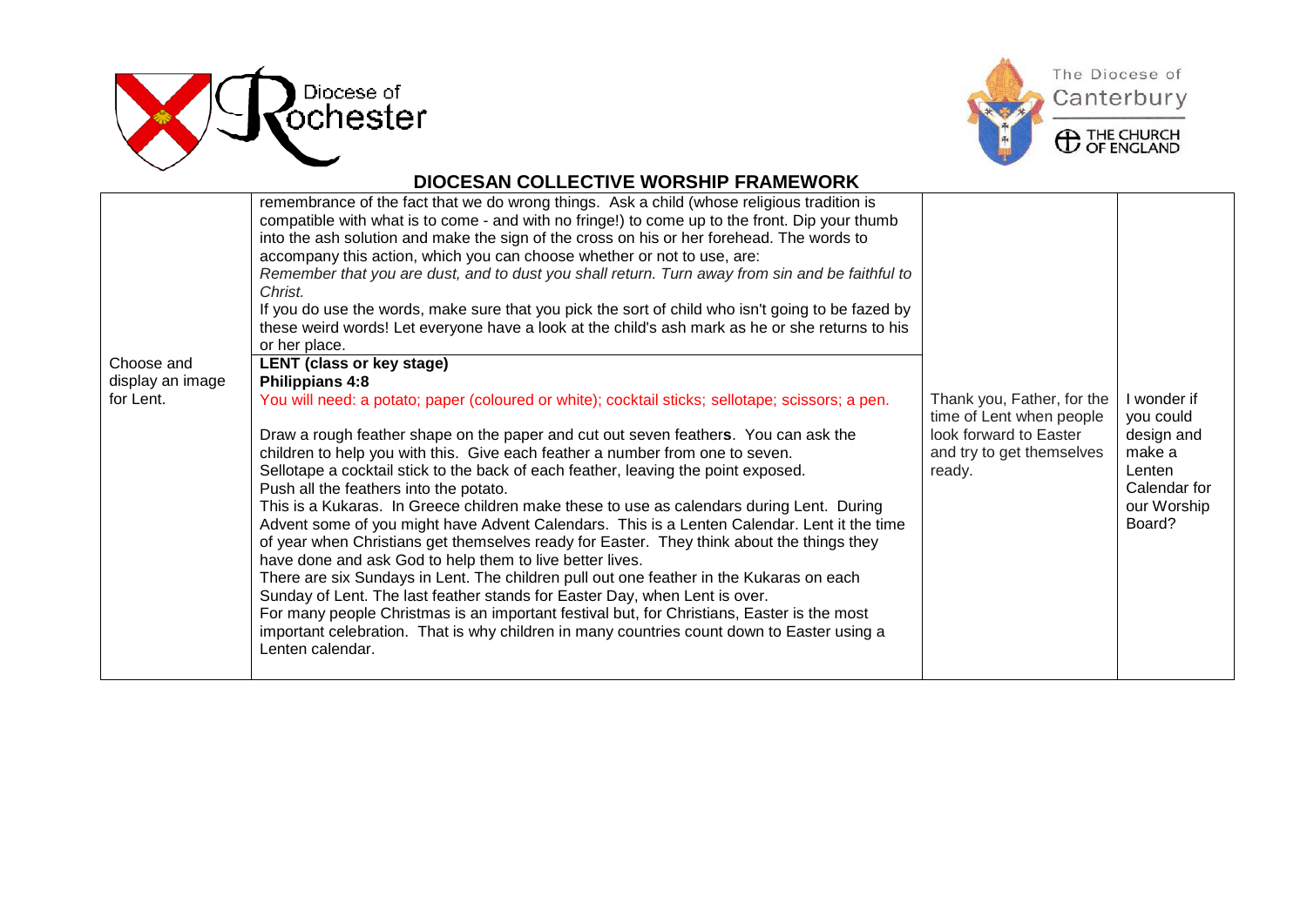## DIOCESAN COLLECTIVE WORSHIP FRAMEWORK

| | | | |
|---|---|---|---|
| | remembrance of the fact that we do wrong things. Ask a child (whose religious tradition is compatible with what is to come - and with no fringe!) to come up to the front. Dip your thumb into the ash solution and make the sign of the cross on his or her forehead. The words to accompany this action, which you can choose whether or not to use, are: *Remember that you are dust, and to dust you shall return. Turn away from sin and be faithful to Christ.* If you do use the words, make sure that you pick the sort of child who isn't going to be fazed by these weird words! Let everyone have a look at the child's ash mark as he or she returns to his or her place. | | |
| Choose and display an image for Lent. | **LENT (class or key stage)**<br>**Philippians 4:8**<br>You will need: a potato; paper (coloured or white); cocktail sticks; sellotape; scissors; a pen.<br><br>Draw a rough feather shape on the paper and cut out seven feather**s**. You can ask the children to help you with this. Give each feather a number from one to seven.<br>Sellotape a cocktail stick to the back of each feather, leaving the point exposed.<br>Push all the feathers into the potato.<br>This is a Kukaras. In Greece children make these to use as calendars during Lent. During Advent some of you might have Advent Calendars. This is a Lenten Calendar. Lent it the time of year when Christians get themselves ready for Easter. They think about the things they have done and ask God to help them to live better lives.<br>There are six Sundays in Lent. The children pull out one feather in the Kukaras on each Sunday of Lent. The last feather stands for Easter Day, when Lent is over.<br>For many people Christmas is an important festival but, for Christians, Easter is the most important celebration. That is why children in many countries count down to Easter using a Lenten calendar. | Thank you, Father, for the time of Lent when people look forward to Easter and try to get themselves ready. | I wonder if you could design and make a Lenten Calendar for our Worship Board? |